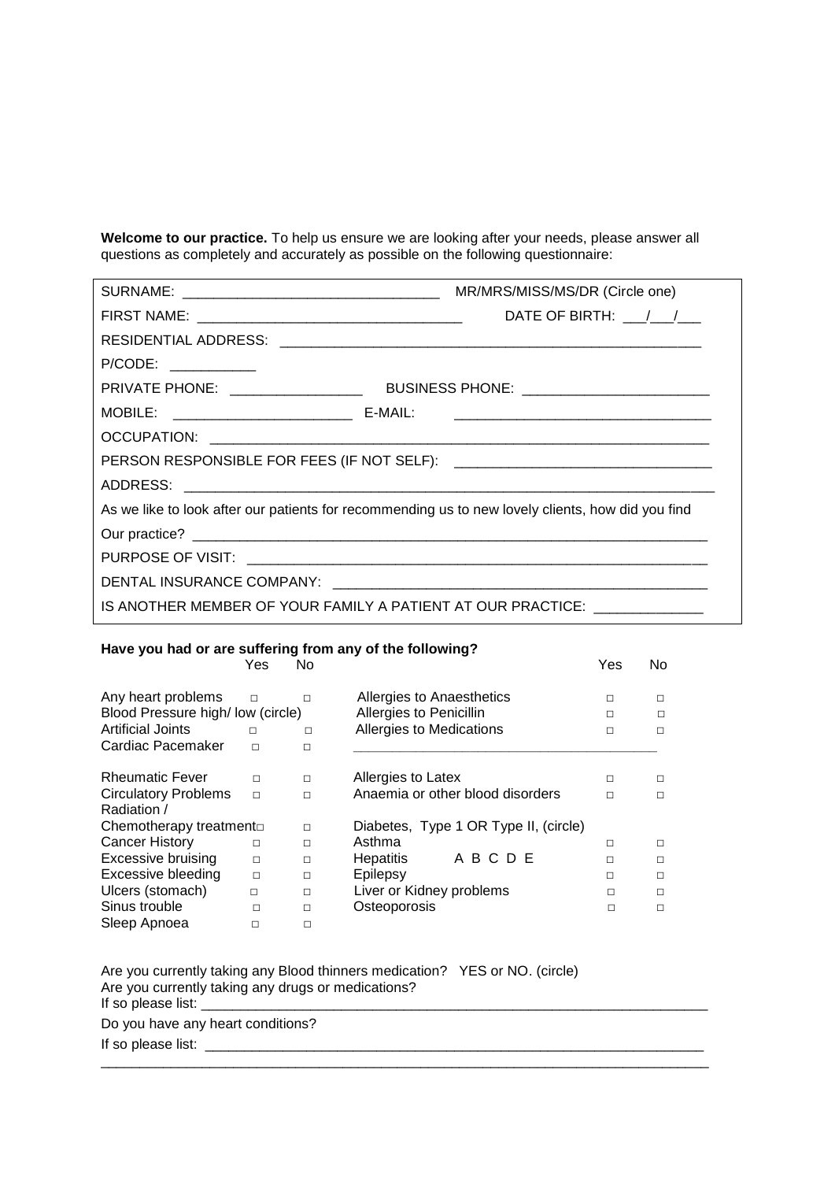**Welcome to our practice.** To help us ensure we are looking after your needs, please answer all questions as completely and accurately as possible on the following questionnaire:

SURNAME: _______________________________ MR/MRS/MISS/MS/DR (Circle one)

FIRST NAME: _______________________________ DATE OF BIRTH: ___/___/___

RESIDENTIAL ADDRESS: _______________________________________________

P/CODE: __________

PRIVATE PHONE: ________________ BUSINESS PHONE: ______________________

MOBILE: ______________________ E-MAIL: ______________________________

OCCUPATION: _______________________________________________________

PERSON RESPONSIBLE FOR FEES (IF NOT SELF): ____________________________

ADDRESS: __________________________________________________________

As we like to look after our patients for recommending us to new lovely clients, how did you find

Our practice? _______________________________________________________

PURPOSE OF VISIT: __________________________________________________

DENTAL INSURANCE COMPANY: _________________________________________

IS ANOTHER MEMBER OF YOUR FAMILY A PATIENT AT OUR PRACTICE: ____________

**Have you had or are suffering from any of the following?**

| | Yes | No | | Yes | No |
|---|---|---|---|---|---|
| Any heart problems | □ | □ | Allergies to Anaesthetics | □ | □ |
| Blood Pressure high/ low (circle) | | | Allergies to Penicillin | □ | □ |
| Artificial Joints | □ | □ | Allergies to Medications | □ | □ |
| Cardiac Pacemaker | □ | □ | ______________________________ | | |
| Rheumatic Fever | □ | □ | Allergies to Latex | □ | □ |
| Circulatory Problems | □ | □ | Anaemia or other blood disorders | □ | □ |
| Radiation / Chemotherapy treatment | □ | □ | Diabetes, Type 1 OR Type II, (circle) | | |
| Cancer History | □ | □ | Asthma | □ | □ |
| Excessive bruising | □ | □ | Hepatitis A B C D E | □ | □ |
| Excessive bleeding | □ | □ | Epilepsy | □ | □ |
| Ulcers (stomach) | □ | □ | Liver or Kidney problems | □ | □ |
| Sinus trouble | □ | □ | Osteoporosis | □ | □ |
| Sleep Apnoea | □ | □ | | | |

Are you currently taking any Blood thinners medication? YES or NO. (circle)

Are you currently taking any drugs or medications?

If so please list: _______________________________________________________

Do you have any heart conditions?

If so please list: _______________________________________________________

_________________________________________________________________________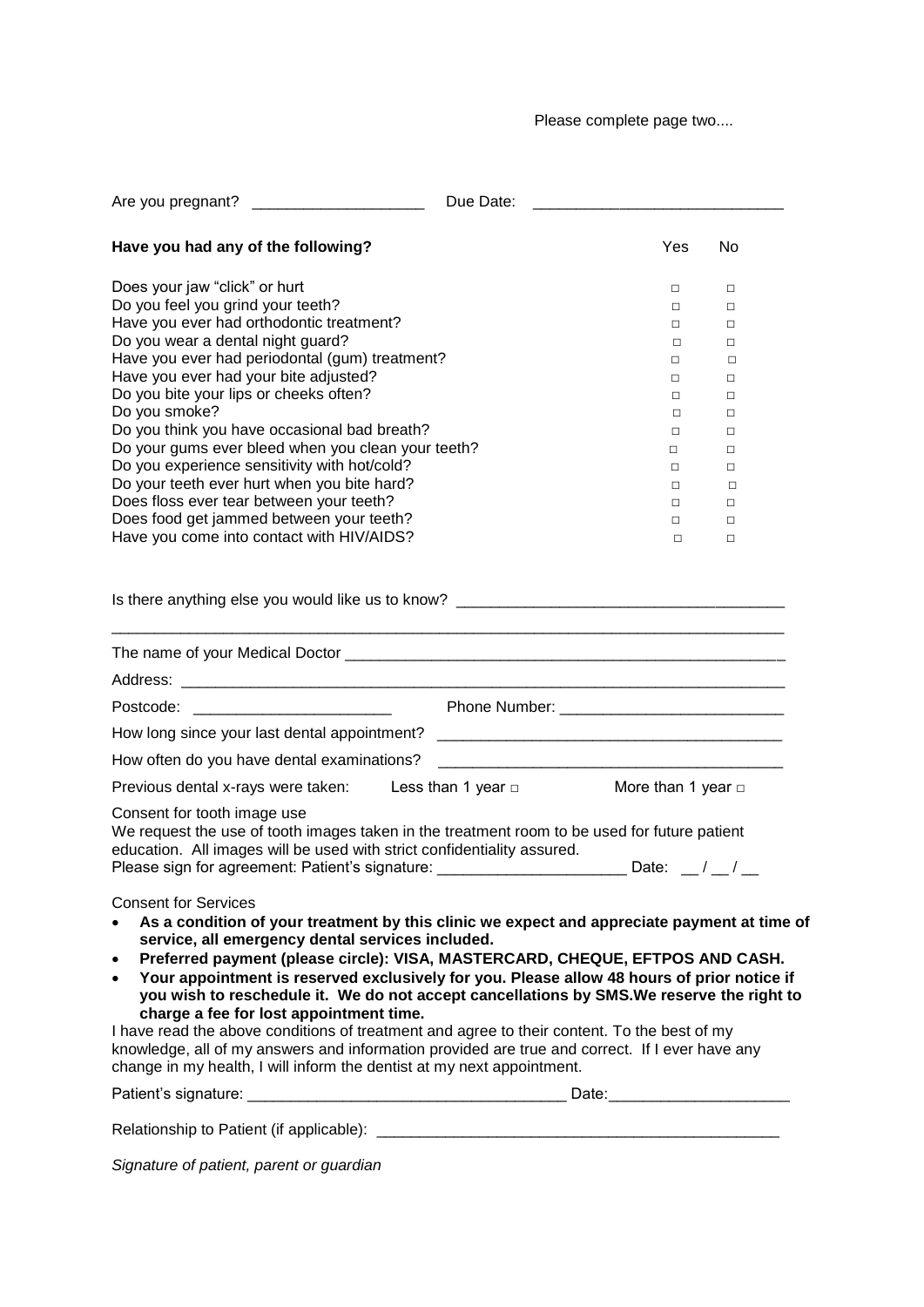Please complete page two....

Are you pregnant? ____________________ Due Date: ____________________________

| Have you had any of the following? | Yes | No |
|---|---|---|
| Does your jaw "click" or hurt | □ | □ |
| Do you feel you grind your teeth? | □ | □ |
| Have you ever had orthodontic treatment? | □ | □ |
| Do you wear a dental night guard? | □ | □ |
| Have you ever had periodontal (gum) treatment? | □ | □ |
| Have you ever had your bite adjusted? | □ | □ |
| Do you bite your lips or cheeks often? | □ | □ |
| Do you smoke? | □ | □ |
| Do you think you have occasional bad breath? | □ | □ |
| Do your gums ever bleed when you clean your teeth? | □ | □ |
| Do you experience sensitivity with hot/cold? | □ | □ |
| Do your teeth ever hurt when you bite hard? | □ | □ |
| Does floss ever tear between your teeth? | □ | □ |
| Does food get jammed between your teeth? | □ | □ |
| Have you come into contact with HIV/AIDS? | □ | □ |

Is there anything else you would like us to know? ____________________________________

______________________________________________________________________________

The name of your Medical Doctor ______________________________________________

Address: _____________________________________________________________________

Postcode: _______________________ Phone Number: _________________________

How long since your last dental appointment? _______________________________________

How often do you have dental examinations? _______________________________________

Previous dental x-rays were taken: Less than 1 year □ More than 1 year □

Consent for tooth image use
We request the use of tooth images taken in the treatment room to be used for future patient education. All images will be used with strict confidentiality assured.
Please sign for agreement: Patient's signature: _____________________ Date: __ / __ / __

Consent for Services

- **As a condition of your treatment by this clinic we expect and appreciate payment at time of service, all emergency dental services included.**
- **Preferred payment (please circle): VISA, MASTERCARD, CHEQUE, EFTPOS AND CASH.**
- **Your appointment is reserved exclusively for you. Please allow 48 hours of prior notice if you wish to reschedule it. We do not accept cancellations by SMS.We reserve the right to charge a fee for lost appointment time.**

I have read the above conditions of treatment and agree to their content. To the best of my knowledge, all of my answers and information provided are true and correct. If I ever have any change in my health, I will inform the dentist at my next appointment.

Patient's signature: ____________________________________ Date:_____________________

Relationship to Patient (if applicable): ________________________________________________

*Signature of patient, parent or guardian*